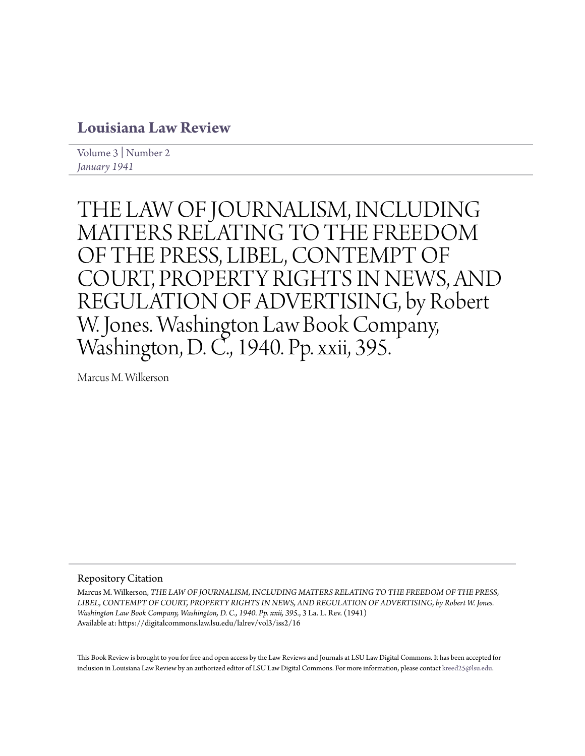# Louisiana Law Review

Volume 3 | Number 2
*January 1941*

# THE LAW OF JOURNALISM, INCLUDING MATTERS RELATING TO THE FREEDOM OF THE PRESS, LIBEL, CONTEMPT OF COURT, PROPERTY RIGHTS IN NEWS, AND REGULATION OF ADVERTISING, by Robert W. Jones. Washington Law Book Company, Washington, D. C., 1940. Pp. xxii, 395.

Marcus M. Wilkerson

## Repository Citation

Marcus M. Wilkerson, *THE LAW OF JOURNALISM, INCLUDING MATTERS RELATING TO THE FREEDOM OF THE PRESS, LIBEL, CONTEMPT OF COURT, PROPERTY RIGHTS IN NEWS, AND REGULATION OF ADVERTISING, by Robert W. Jones. Washington Law Book Company, Washington, D. C., 1940. Pp. xxii, 395.*, 3 La. L. Rev. (1941)
Available at: https://digitalcommons.law.lsu.edu/lalrev/vol3/iss2/16

This Book Review is brought to you for free and open access by the Law Reviews and Journals at LSU Law Digital Commons. It has been accepted for inclusion in Louisiana Law Review by an authorized editor of LSU Law Digital Commons. For more information, please contact kreed25@lsu.edu.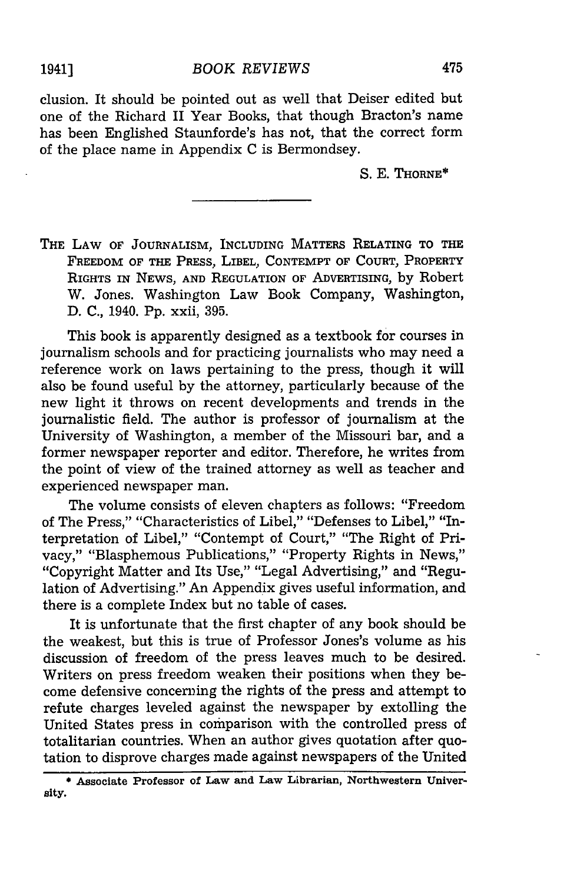clusion. It should be pointed out as well that Deiser edited but one of the Richard II Year Books, that though Bracton's name has been Englished Staunforde's has not, that the correct form of the place name in Appendix C is Bermondsey.

S. E. THORNE*

---

THE LAW OF JOURNALISM, INCLUDING MATTERS RELATING TO THE FREEDOM OF THE PRESS, LIBEL, CONTEMPT OF COURT, PROPERTY RIGHTS IN NEWS, AND REGULATION OF ADVERTISING, by Robert W. Jones. Washington Law Book Company, Washington, D. C., 1940. Pp. xxii, 395.

This book is apparently designed as a textbook for courses in journalism schools and for practicing journalists who may need a reference work on laws pertaining to the press, though it will also be found useful by the attorney, particularly because of the new light it throws on recent developments and trends in the journalistic field. The author is professor of journalism at the University of Washington, a member of the Missouri bar, and a former newspaper reporter and editor. Therefore, he writes from the point of view of the trained attorney as well as teacher and experienced newspaper man.

The volume consists of eleven chapters as follows: "Freedom of The Press," "Characteristics of Libel," "Defenses to Libel," "Interpretation of Libel," "Contempt of Court," "The Right of Privacy," "Blasphemous Publications," "Property Rights in News," "Copyright Matter and Its Use," "Legal Advertising," and "Regulation of Advertising." An Appendix gives useful information, and there is a complete Index but no table of cases.

It is unfortunate that the first chapter of any book should be the weakest, but this is true of Professor Jones's volume as his discussion of freedom of the press leaves much to be desired. Writers on press freedom weaken their positions when they become defensive concerning the rights of the press and attempt to refute charges leveled against the newspaper by extolling the United States press in comparison with the controlled press of totalitarian countries. When an author gives quotation after quotation to disprove charges made against newspapers of the United

---

* Associate Professor of Law and Law Librarian, Northwestern University.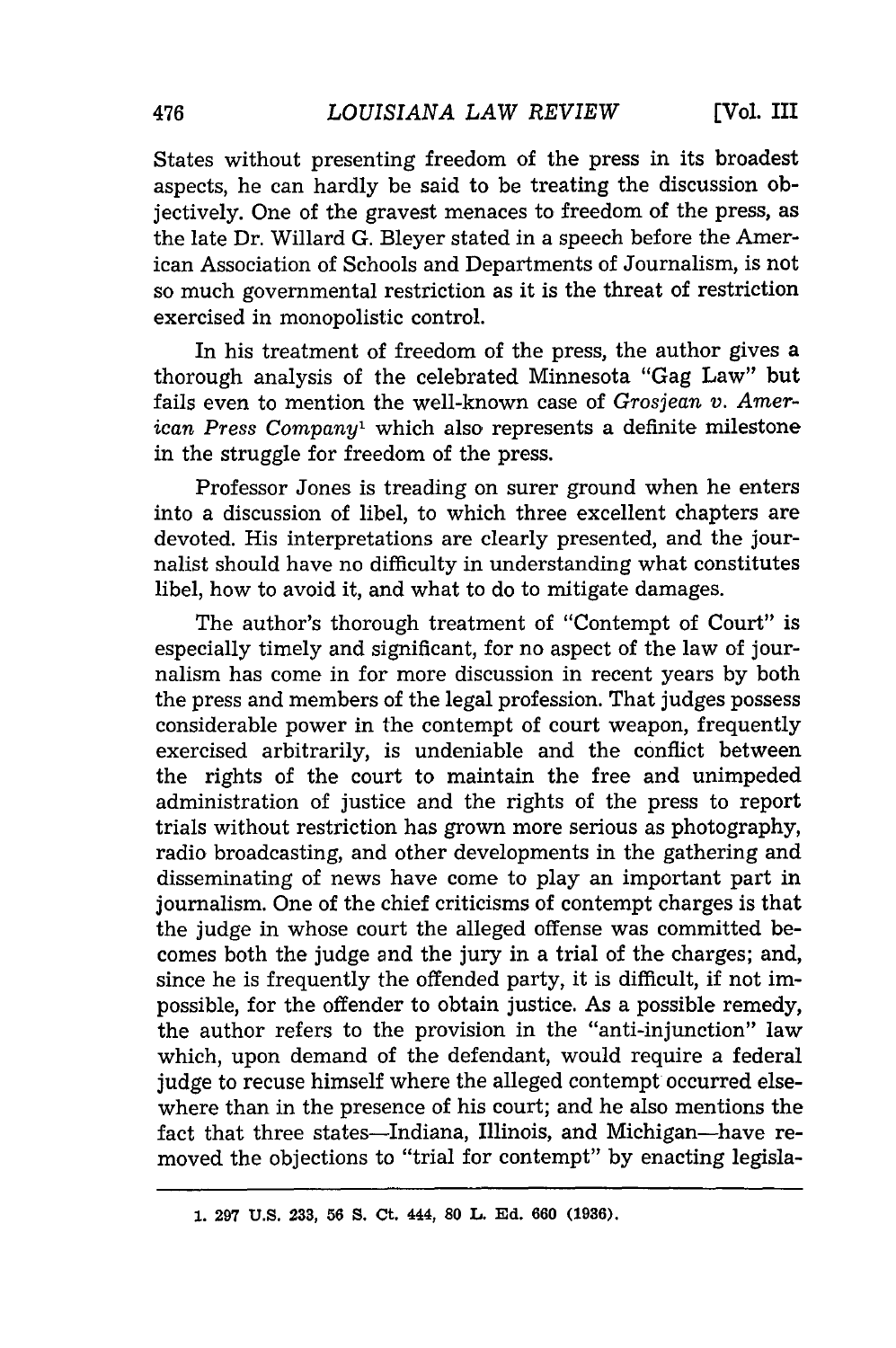States without presenting freedom of the press in its broadest aspects, he can hardly be said to be treating the discussion objectively. One of the gravest menaces to freedom of the press, as the late Dr. Willard G. Bleyer stated in a speech before the American Association of Schools and Departments of Journalism, is not so much governmental restriction as it is the threat of restriction exercised in monopolistic control.

In his treatment of freedom of the press, the author gives a thorough analysis of the celebrated Minnesota "Gag Law" but fails even to mention the well-known case of *Grosjean v. American Press Company*[1] which also represents a definite milestone in the struggle for freedom of the press.

Professor Jones is treading on surer ground when he enters into a discussion of libel, to which three excellent chapters are devoted. His interpretations are clearly presented, and the journalist should have no difficulty in understanding what constitutes libel, how to avoid it, and what to do to mitigate damages.

The author's thorough treatment of "Contempt of Court" is especially timely and significant, for no aspect of the law of journalism has come in for more discussion in recent years by both the press and members of the legal profession. That judges possess considerable power in the contempt of court weapon, frequently exercised arbitrarily, is undeniable and the conflict between the rights of the court to maintain the free and unimpeded administration of justice and the rights of the press to report trials without restriction has grown more serious as photography, radio broadcasting, and other developments in the gathering and disseminating of news have come to play an important part in journalism. One of the chief criticisms of contempt charges is that the judge in whose court the alleged offense was committed becomes both the judge and the jury in a trial of the charges; and, since he is frequently the offended party, it is difficult, if not impossible, for the offender to obtain justice. As a possible remedy, the author refers to the provision in the "anti-injunction" law which, upon demand of the defendant, would require a federal judge to recuse himself where the alleged contempt occurred elsewhere than in the presence of his court; and he also mentions the fact that three states—Indiana, Illinois, and Michigan—have removed the objections to "trial for contempt" by enacting legisla-

---

1. 297 U.S. 233, 56 S. Ct. 444, 80 L. Ed. 660 (1936).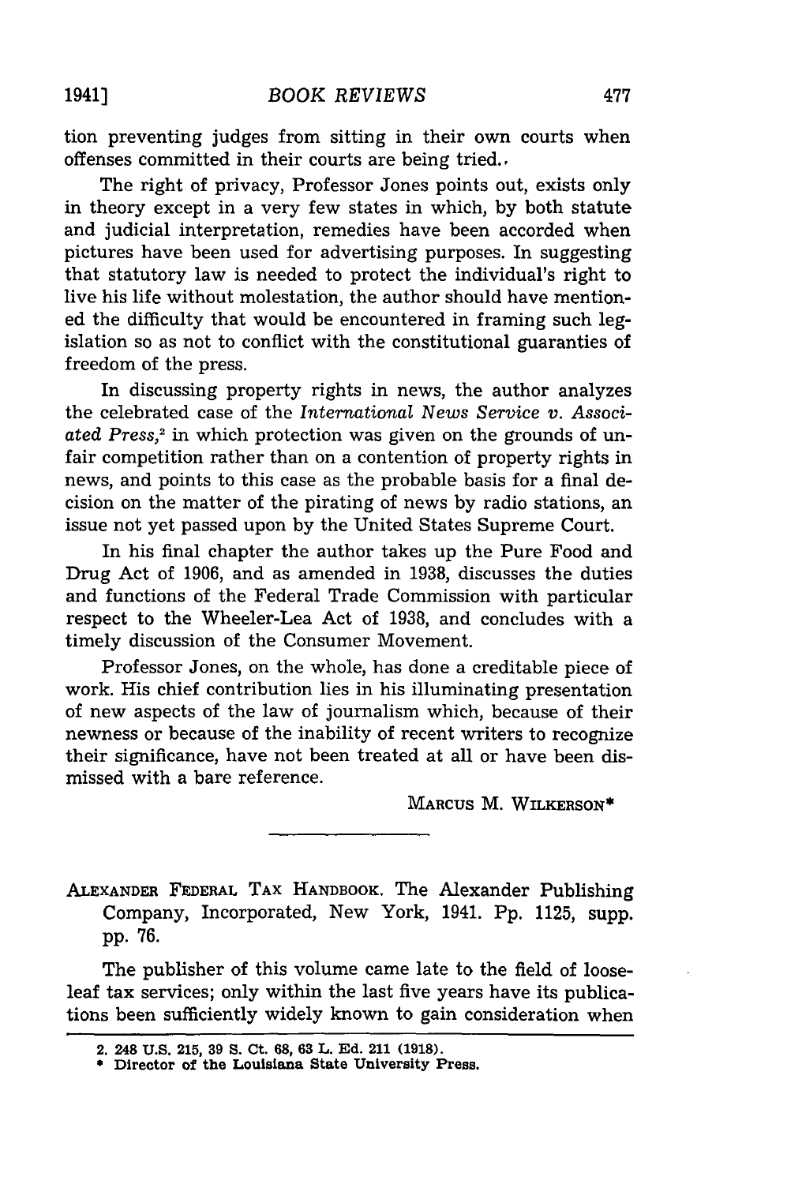tion preventing judges from sitting in their own courts when offenses committed in their courts are being tried.

The right of privacy, Professor Jones points out, exists only in theory except in a very few states in which, by both statute and judicial interpretation, remedies have been accorded when pictures have been used for advertising purposes. In suggesting that statutory law is needed to protect the individual's right to live his life without molestation, the author should have mentioned the difficulty that would be encountered in framing such legislation so as not to conflict with the constitutional guaranties of freedom of the press.

In discussing property rights in news, the author analyzes the celebrated case of the *International News Service v. Associated Press*,[2] in which protection was given on the grounds of unfair competition rather than on a contention of property rights in news, and points to this case as the probable basis for a final decision on the matter of the pirating of news by radio stations, an issue not yet passed upon by the United States Supreme Court.

In his final chapter the author takes up the Pure Food and Drug Act of 1906, and as amended in 1938, discusses the duties and functions of the Federal Trade Commission with particular respect to the Wheeler-Lea Act of 1938, and concludes with a timely discussion of the Consumer Movement.

Professor Jones, on the whole, has done a creditable piece of work. His chief contribution lies in his illuminating presentation of new aspects of the law of journalism which, because of their newness or because of the inability of recent writers to recognize their significance, have not been treated at all or have been dismissed with a bare reference.

MARCUS M. WILKERSON*

---

ALEXANDER FEDERAL TAX HANDBOOK. The Alexander Publishing Company, Incorporated, New York, 1941. Pp. 1125, supp. pp. 76.

The publisher of this volume came late to the field of looseleaf tax services; only within the last five years have its publications been sufficiently widely known to gain consideration when

---

2. 248 U.S. 215, 39 S. Ct. 68, 63 L. Ed. 211 (1918).

\* Director of the Louisiana State University Press.